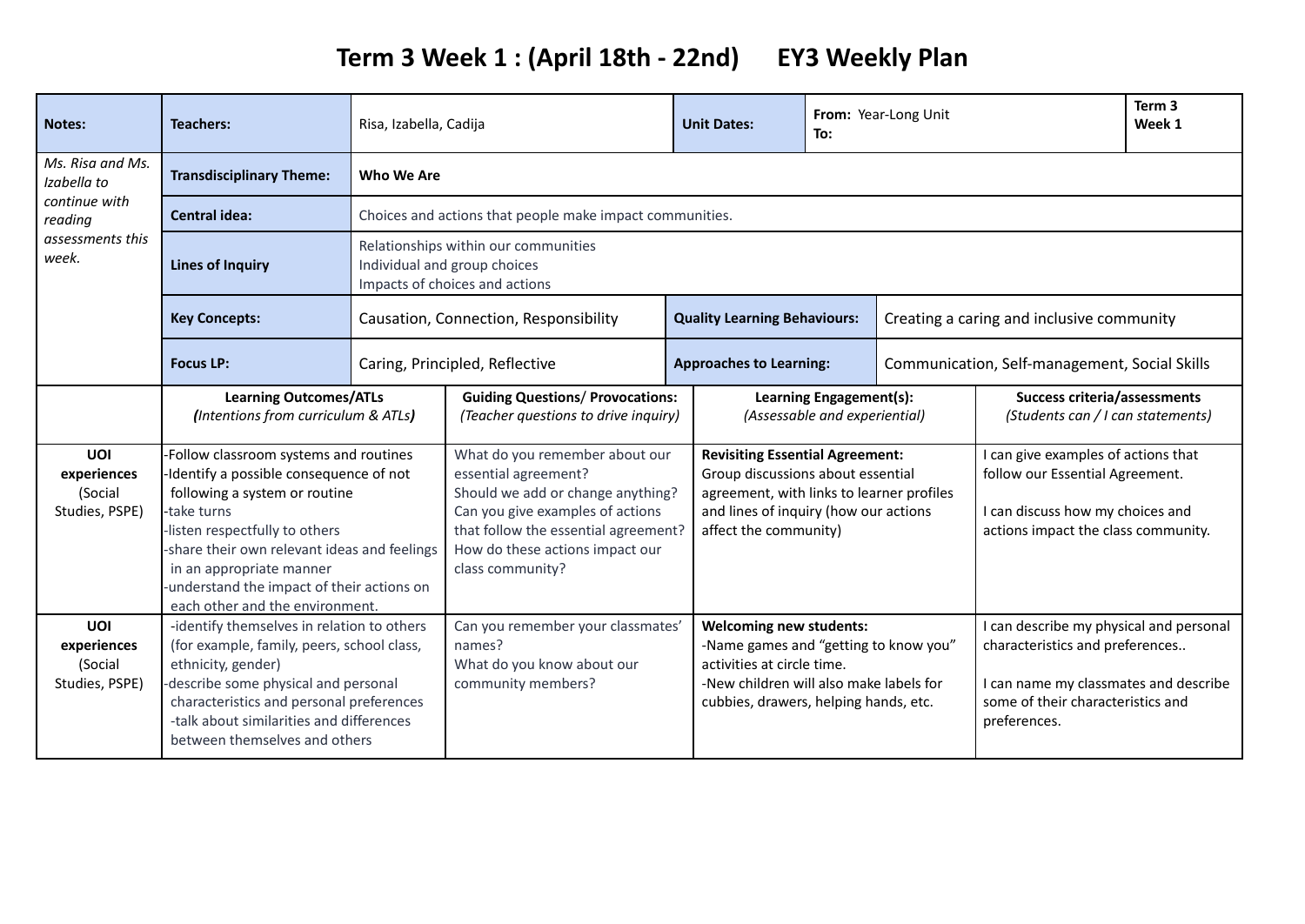# Term 3 Week 1 : (April 18th - 22nd) EY3 Weekly Plan

| Notes: | Teachers: | Risa, Izabella, Cadija | | Unit Dates: | From: Year-Long Unit<br>To: | Term 3<br>Week 1 |
|---|---|---|---|---|---|---|
| *Ms. Risa and Ms. Izabella to continue with reading assessments this week.* | Transdisciplinary Theme: | **Who We Are** | | | | |
| | Central idea: | Choices and actions that people make impact communities. | | | | |
| | Lines of Inquiry | Relationships within our communities<br>Individual and group choices<br>Impacts of choices and actions | | | | |
| | Key Concepts: | Causation, Connection, Responsibility | | Quality Learning Behaviours: | Creating a caring and inclusive community | |
| | Focus LP: | Caring, Principled, Reflective | | Approaches to Learning: | Communication, Self-management, Social Skills | |

| | **Learning Outcomes/ATLs**<br>***(****Intentions from curriculum & ATLs****)*** | **Guiding Questions/ Provocations:**<br>*(Teacher questions to drive inquiry)* | **Learning Engagement(s):**<br>*(Assessable and experiential)* | **Success criteria/assessments**<br>*(Students can / I can statements)* |
|---|---|---|---|---|
| **UOI experiences** (Social Studies, PSPE) | -Follow classroom systems and routines<br>-Identify a possible consequence of not following a system or routine<br>-take turns<br>-listen respectfully to others<br>-share their own relevant ideas and feelings in an appropriate manner<br>-understand the impact of their actions on each other and the environment. | What do you remember about our essential agreement?<br>Should we add or change anything?<br>Can you give examples of actions that follow the essential agreement?<br>How do these actions impact our class community? | **Revisiting Essential Agreement:**<br>Group discussions about essential agreement, with links to learner profiles and lines of inquiry (how our actions affect the community) | I can give examples of actions that follow our Essential Agreement.<br><br>I can discuss how my choices and actions impact the class community. |
| **UOI experiences** (Social Studies, PSPE) | -identify themselves in relation to others (for example, family, peers, school class, ethnicity, gender)<br>-describe some physical and personal characteristics and personal preferences<br>-talk about similarities and differences between themselves and others | Can you remember your classmates' names?<br>What do you know about our community members? | **Welcoming new students:**<br>-Name games and "getting to know you" activities at circle time.<br>-New children will also make labels for cubbies, drawers, helping hands, etc. | I can describe my physical and personal characteristics and preferences..<br><br>I can name my classmates and describe some of their characteristics and preferences. |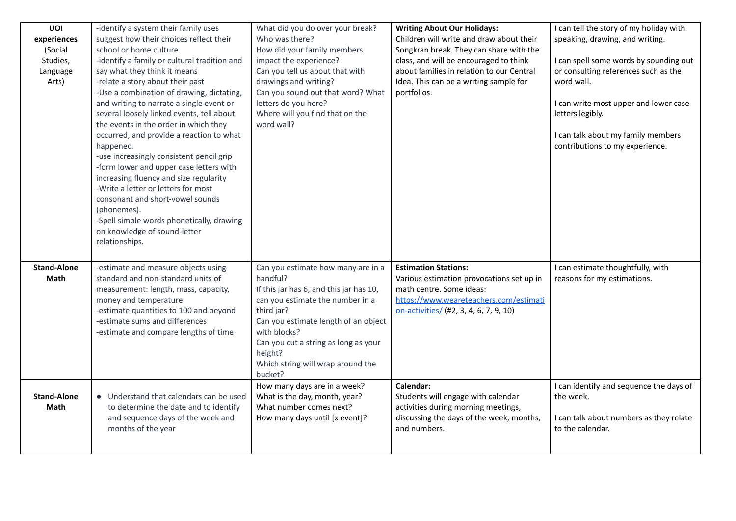| | | | | |
|---|---|---|---|---|
| **UOI experiences** (Social Studies, Language Arts) | -identify a system their family uses suggest how their choices reflect their school or home culture<br>-identify a family or cultural tradition and say what they think it means<br>-relate a story about their past<br>-Use a combination of drawing, dictating, and writing to narrate a single event or several loosely linked events, tell about the events in the order in which they occurred, and provide a reaction to what happened.<br>-use increasingly consistent pencil grip<br>-form lower and upper case letters with increasing fluency and size regularity<br>-Write a letter or letters for most consonant and short-vowel sounds (phonemes).<br>-Spell simple words phonetically, drawing on knowledge of sound-letter relationships. | What did you do over your break?<br>Who was there?<br>How did your family members impact the experience?<br>Can you tell us about that with drawings and writing?<br>Can you sound out that word? What letters do you here?<br>Where will you find that on the word wall? | **Writing About Our Holidays:**<br>Children will write and draw about their Songkran break. They can share with the class, and will be encouraged to think about families in relation to our Central Idea. This can be a writing sample for portfolios. | I can tell the story of my holiday with speaking, drawing, and writing.<br><br>I can spell some words by sounding out or consulting references such as the word wall.<br><br>I can write most upper and lower case letters legibly.<br><br>I can talk about my family members contributions to my experience. |
| **Stand-Alone Math** | -estimate and measure objects using standard and non-standard units of measurement: length, mass, capacity, money and temperature<br>-estimate quantities to 100 and beyond<br>-estimate sums and differences<br>-estimate and compare lengths of time | Can you estimate how many are in a handful?<br>If this jar has 6, and this jar has 10, can you estimate the number in a third jar?<br>Can you estimate length of an object with blocks?<br>Can you cut a string as long as your height?<br>Which string will wrap around the bucket? | **Estimation Stations:**<br>Various estimation provocations set up in math centre. Some ideas:<br>https://www.weareteachers.com/estimation-activities/ (#2, 3, 4, 6, 7, 9, 10) | I can estimate thoughtfully, with reasons for my estimations. |
| **Stand-Alone Math** | • Understand that calendars can be used to determine the date and to identify and sequence days of the week and months of the year | How many days are in a week?<br>What is the day, month, year?<br>What number comes next?<br>How many days until [x event]? | **Calendar:**<br>Students will engage with calendar activities during morning meetings, discussing the days of the week, months, and numbers. | I can identify and sequence the days of the week.<br><br>I can talk about numbers as they relate to the calendar. |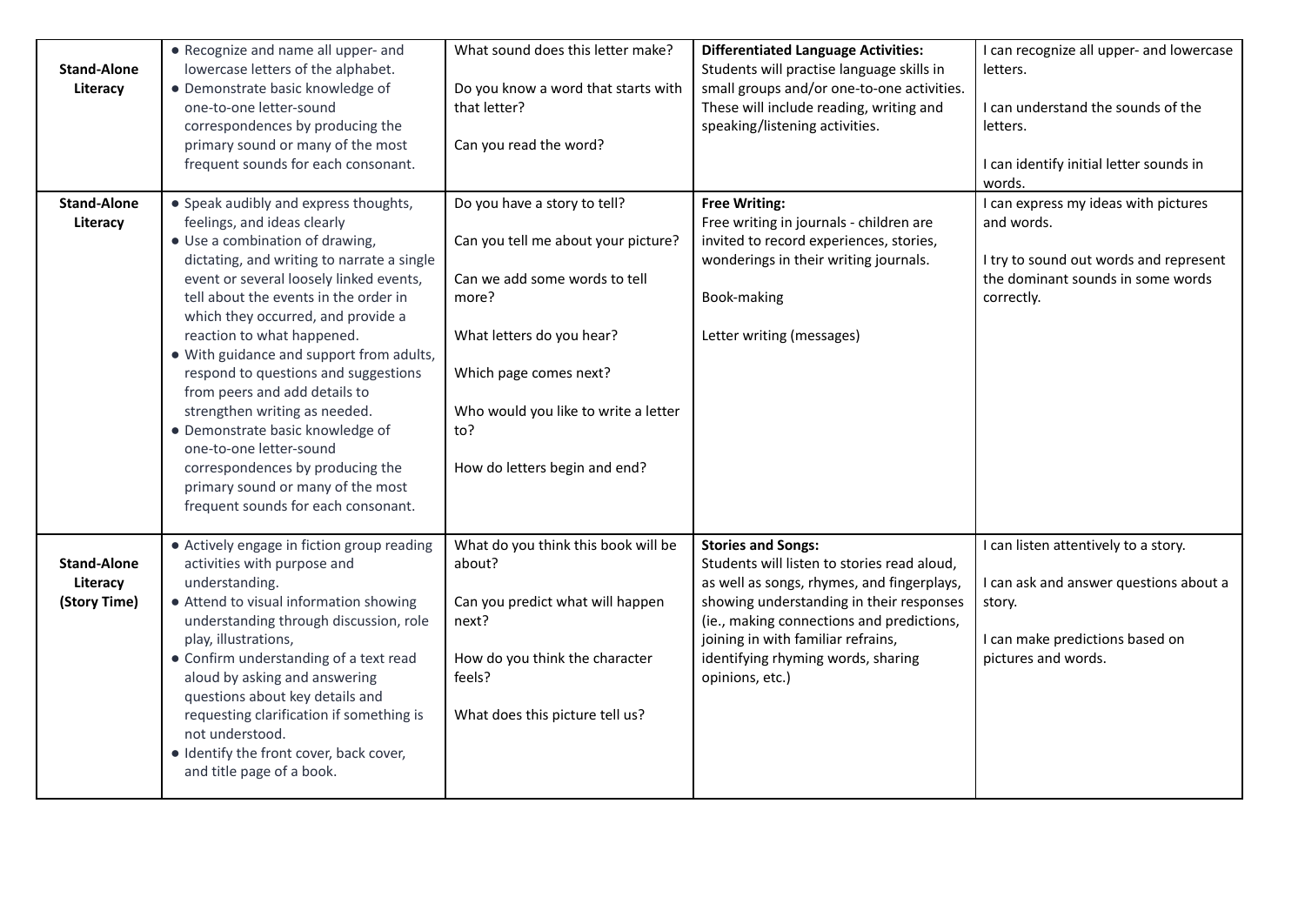| | | | | |
|---|---|---|---|---|
| **Stand-Alone Literacy** | • Recognize and name all upper- and lowercase letters of the alphabet.<br>• Demonstrate basic knowledge of one-to-one letter-sound correspondences by producing the primary sound or many of the most frequent sounds for each consonant. | What sound does this letter make?<br><br>Do you know a word that starts with that letter?<br><br>Can you read the word? | **Differentiated Language Activities:**<br>Students will practise language skills in small groups and/or one-to-one activities. These will include reading, writing and speaking/listening activities. | I can recognize all upper- and lowercase letters.<br><br>I can understand the sounds of the letters.<br><br>I can identify initial letter sounds in words. |
| **Stand-Alone Literacy** | • Speak audibly and express thoughts, feelings, and ideas clearly<br>• Use a combination of drawing, dictating, and writing to narrate a single event or several loosely linked events, tell about the events in the order in which they occurred, and provide a reaction to what happened.<br>• With guidance and support from adults, respond to questions and suggestions from peers and add details to strengthen writing as needed.<br>• Demonstrate basic knowledge of one-to-one letter-sound correspondences by producing the primary sound or many of the most frequent sounds for each consonant. | Do you have a story to tell?<br><br>Can you tell me about your picture?<br><br>Can we add some words to tell more?<br><br>What letters do you hear?<br><br>Which page comes next?<br><br>Who would you like to write a letter to?<br><br>How do letters begin and end? | **Free Writing:**<br>Free writing in journals - children are invited to record experiences, stories, wonderings in their writing journals.<br><br>Book-making<br><br>Letter writing (messages) | I can express my ideas with pictures and words.<br><br>I try to sound out words and represent the dominant sounds in some words correctly. |
| **Stand-Alone Literacy (Story Time)** | • Actively engage in fiction group reading activities with purpose and understanding.<br>• Attend to visual information showing understanding through discussion, role play, illustrations,<br>• Confirm understanding of a text read aloud by asking and answering questions about key details and requesting clarification if something is not understood.<br>• Identify the front cover, back cover, and title page of a book. | What do you think this book will be about?<br><br>Can you predict what will happen next?<br><br>How do you think the character feels?<br><br>What does this picture tell us? | **Stories and Songs:**<br>Students will listen to stories read aloud, as well as songs, rhymes, and fingerplays, showing understanding in their responses (ie., making connections and predictions, joining in with familiar refrains, identifying rhyming words, sharing opinions, etc.) | I can listen attentively to a story.<br><br>I can ask and answer questions about a story.<br><br>I can make predictions based on pictures and words. |